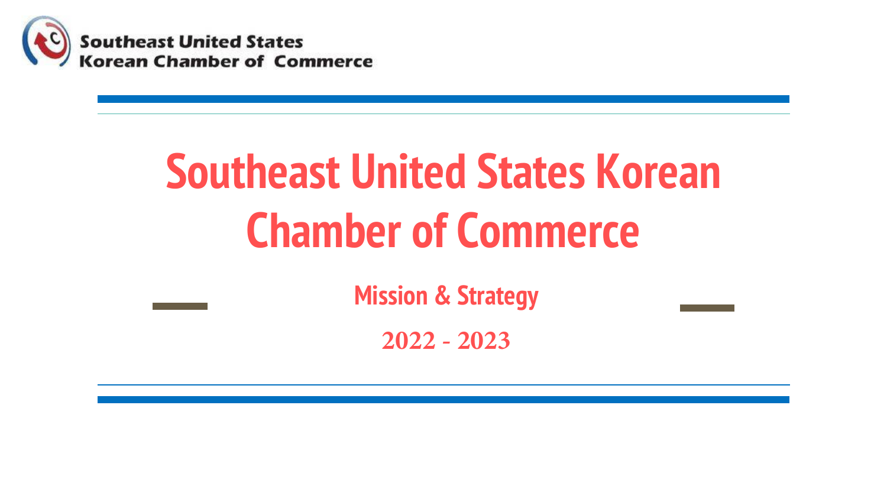Southeast United States Korean Chamber of Commerce

# Southeast United States Korean Chamber of Commerce

## Mission & Strategy

**2022 - 2023**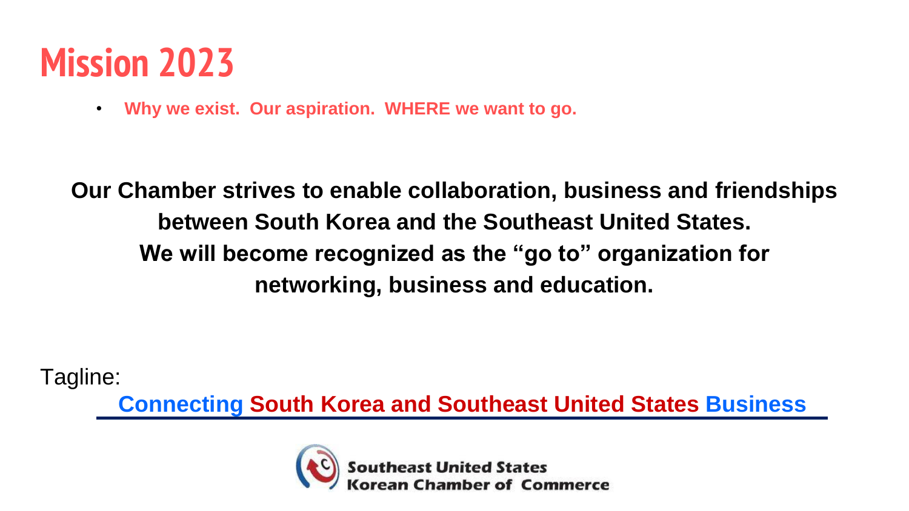# Mission 2023

- **Why we exist. Our aspiration. WHERE we want to go.**

**Our Chamber strives to enable collaboration, business and friendships between South Korea and the Southeast United States.**
**We will become recognized as the "go to" organization for networking, business and education.**

Tagline:

**Connecting South Korea and Southeast United States Business**

Southeast United States Korean Chamber of Commerce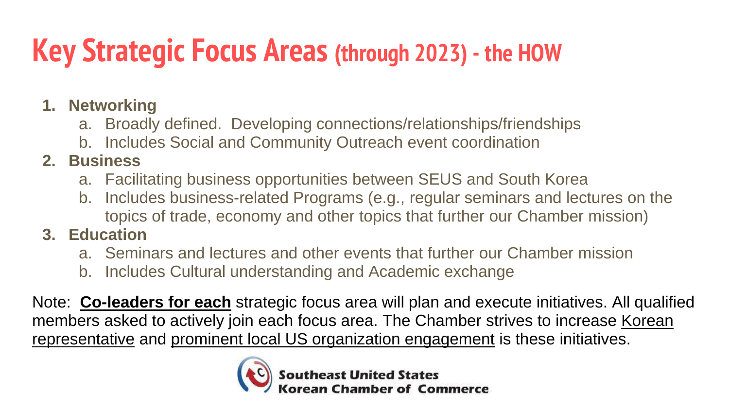# Key Strategic Focus Areas (through 2023) - the HOW

1. **Networking**
   a. Broadly defined. Developing connections/relationships/friendships
   b. Includes Social and Community Outreach event coordination
2. **Business**
   a. Facilitating business opportunities between SEUS and South Korea
   b. Includes business-related Programs (e.g., regular seminars and lectures on the topics of trade, economy and other topics that further our Chamber mission)
3. **Education**
   a. Seminars and lectures and other events that further our Chamber mission
   b. Includes Cultural understanding and Academic exchange

Note: **Co-leaders for each** strategic focus area will plan and execute initiatives. All qualified members asked to actively join each focus area. The Chamber strives to increase Korean representative and prominent local US organization engagement is these initiatives.

Southeast United States Korean Chamber of Commerce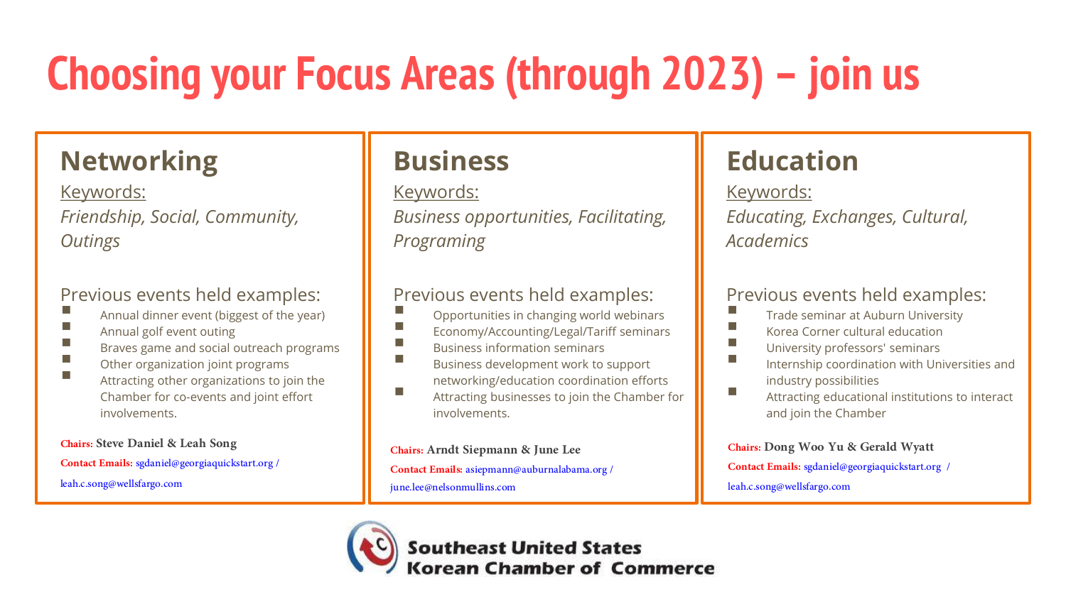# Choosing your Focus Areas (through 2023) – join us

## Networking

Keywords:

*Friendship, Social, Community, Outings*

Previous events held examples:

- Annual dinner event (biggest of the year)
- Annual golf event outing
- Braves game and social outreach programs
- Other organization joint programs
- Attracting other organizations to join the Chamber for co-events and joint effort involvements.

**Chairs:** **Steve Daniel & Leah Song**

**Contact Emails:** sgdaniel@georgiaquickstart.org / leah.c.song@wellsfargo.com

## Business

Keywords:

*Business opportunities, Facilitating, Programing*

Previous events held examples:

- Opportunities in changing world webinars
- Economy/Accounting/Legal/Tariff seminars
- Business information seminars
- Business development work to support networking/education coordination efforts
- Attracting businesses to join the Chamber for involvements.

**Chairs:** **Arndt Siepmann & June Lee**

**Contact Emails:** asiepmann@auburnalabama.org / june.lee@nelsonmullins.com

## Education

Keywords:

*Educating, Exchanges, Cultural, Academics*

Previous events held examples:

- Trade seminar at Auburn University
- Korea Corner cultural education
- University professors' seminars
- Internship coordination with Universities and industry possibilities
- Attracting educational institutions to interact and join the Chamber

**Chairs:** **Dong Woo Yu & Gerald Wyatt**

**Contact Emails:** sgdaniel@georgiaquickstart.org / leah.c.song@wellsfargo.com

Southeast United States Korean Chamber of Commerce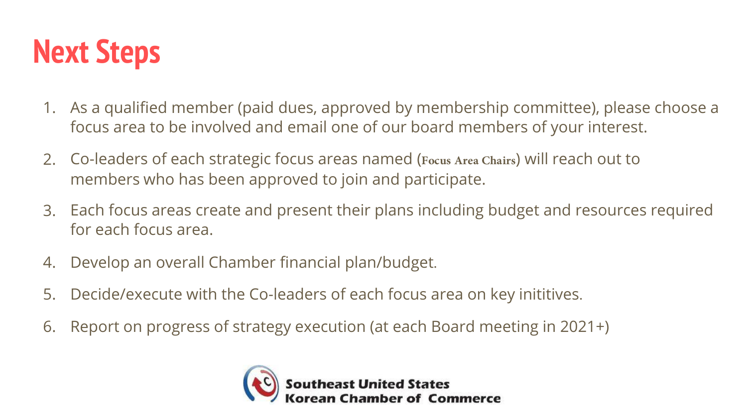# Next Steps

1. As a qualified member (paid dues, approved by membership committee), please choose a focus area to be involved and email one of our board members of your interest.
2. Co-leaders of each strategic focus areas named (**Focus Area Chairs**) will reach out to members who has been approved to join and participate.
3. Each focus areas create and present their plans including budget and resources required for each focus area.
4. Develop an overall Chamber financial plan/budget.
5. Decide/execute with the Co-leaders of each focus area on key inititives.
6. Report on progress of strategy execution (at each Board meeting in 2021+)

**Southeast United States Korean Chamber of Commerce**